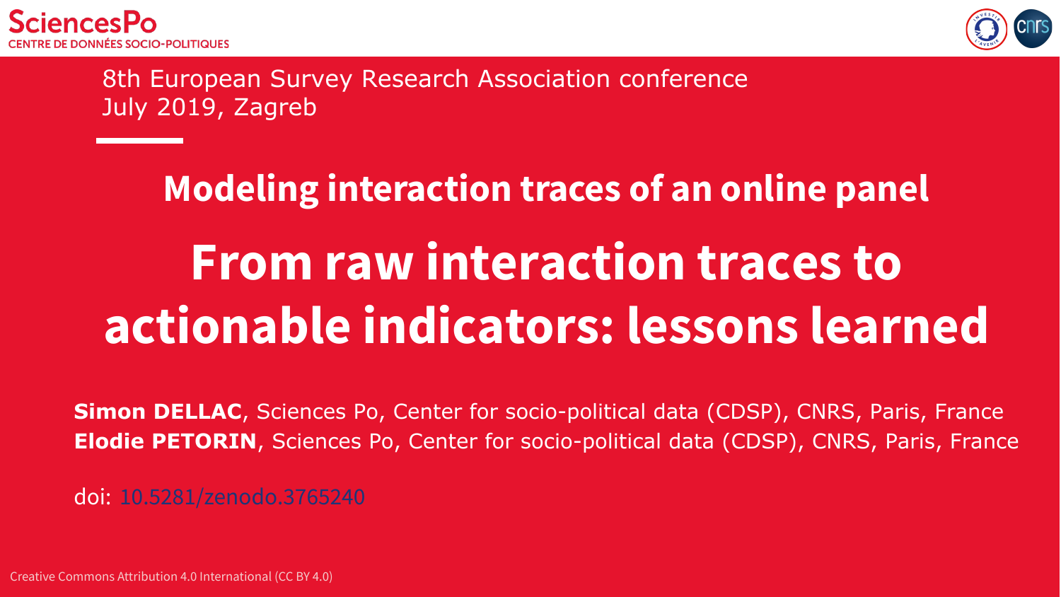SciencesPo
CENTRE DE DONNÉES SOCIO-POLITIQUES

8th European Survey Research Association conference
July 2019, Zagreb

## Modeling interaction traces of an online panel

# From raw interaction traces to actionable indicators: lessons learned

**Simon DELLAC**, Sciences Po, Center for socio-political data (CDSP), CNRS, Paris, France
**Elodie PETORIN**, Sciences Po, Center for socio-political data (CDSP), CNRS, Paris, France

doi: 10.5281/zenodo.3765240

Creative Commons Attribution 4.0 International (CC BY 4.0)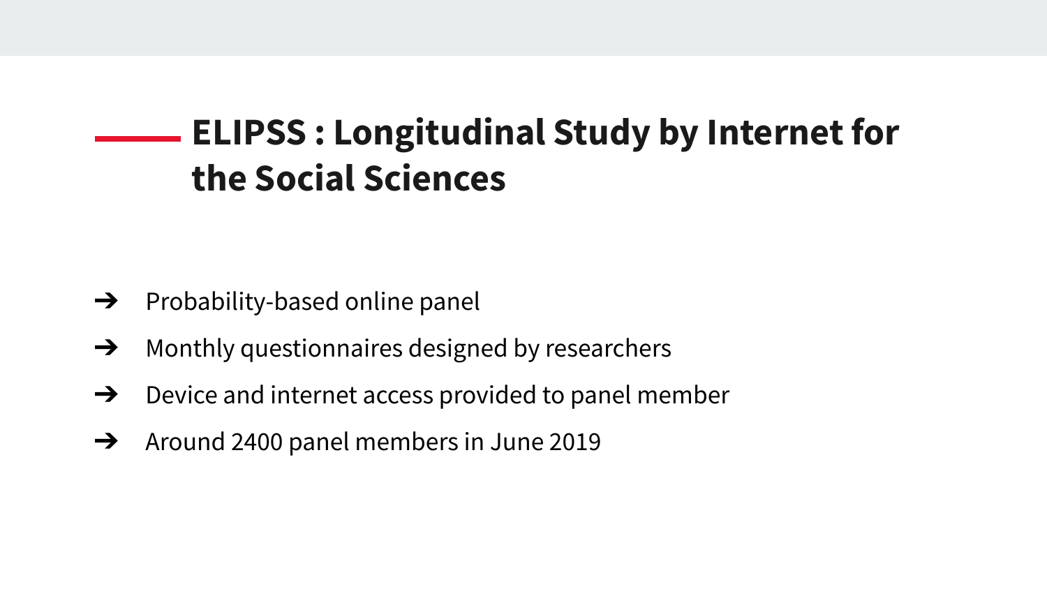## ELIPSS : Longitudinal Study by Internet for the Social Sciences

- Probability-based online panel
- Monthly questionnaires designed by researchers
- Device and internet access provided to panel member
- Around 2400 panel members in June 2019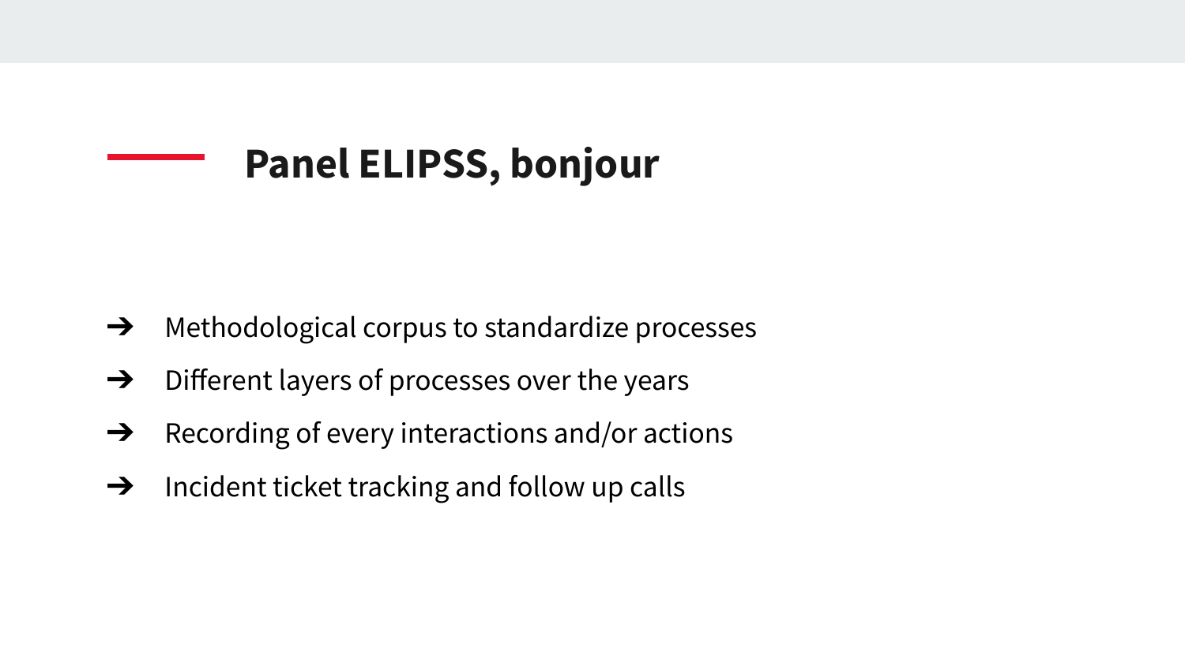## Panel ELIPSS, bonjour

- ➔ Methodological corpus to standardize processes
- ➔ Different layers of processes over the years
- ➔ Recording of every interactions and/or actions
- ➔ Incident ticket tracking and follow up calls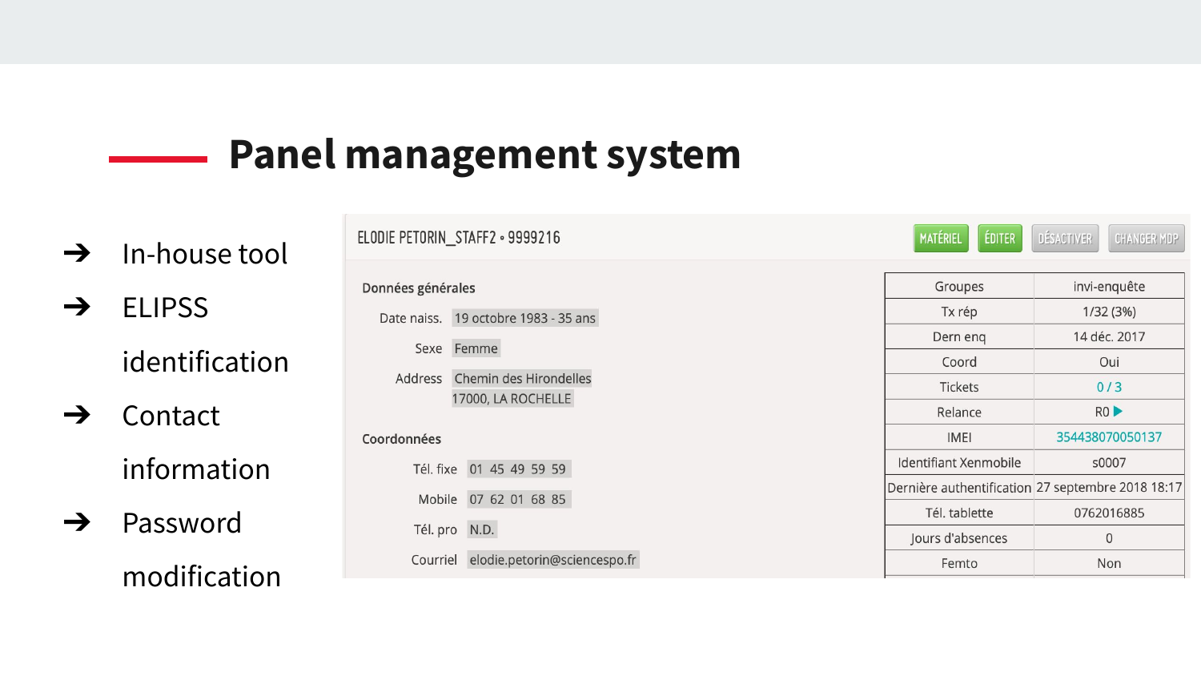# Panel management system

- In-house tool
- ELIPSS identification
- Contact information
- Password modification

ELODIE PETORIN_STAFF2 • 9999216

MATÉRIEL | ÉDITER | DÉSACTIVER | CHANGER MDP

**Données générales**

Date naiss. 19 octobre 1983 - 35 ans

Sexe Femme

Address Chemin des Hirondelles
17000, LA ROCHELLE

**Coordonnées**

Tél. fixe 01 45 49 59 59

Mobile 07 62 01 68 85

Tél. pro N.D.

Courriel elodie.petorin@sciencespo.fr

| | |
|---|---|
| Groupes | invi-enquête |
| Tx rép | 1/32 (3%) |
| Dern enq | 14 déc. 2017 |
| Coord | Oui |
| Tickets | 0 / 3 |
| Relance | R0 ▶ |
| IMEI | 354438070050137 |
| Identifiant Xenmobile | s0007 |
| Dernière authentification | 27 septembre 2018 18:17 |
| Tél. tablette | 0762016885 |
| Jours d'absences | 0 |
| Femto | Non |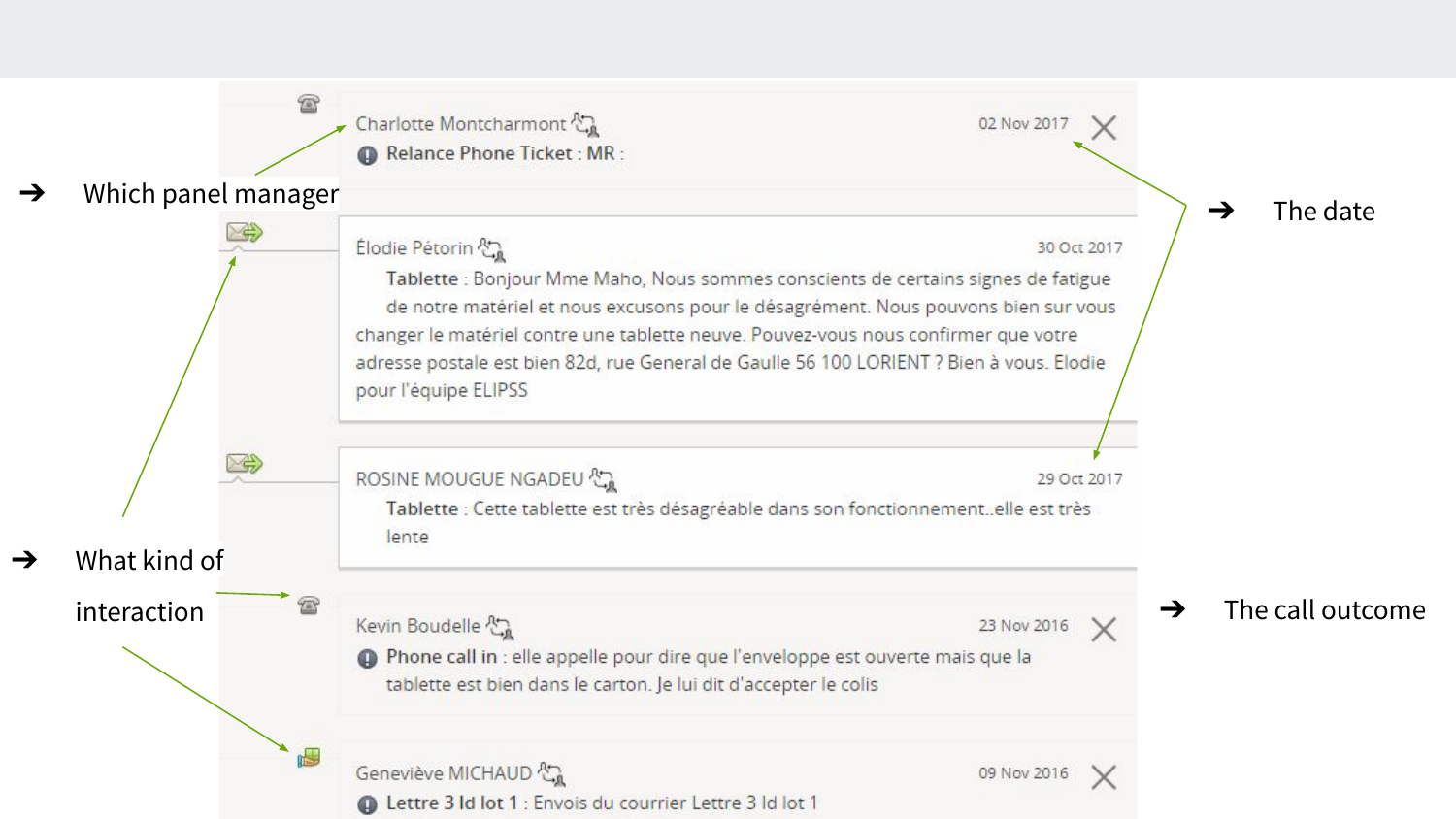- ➔ Which panel manager
- ➔ What kind of interaction
- ➔ The date
- ➔ The call outcome

Charlotte Montcharmont — 02 Nov 2017

**Relance Phone Ticket** : **MR** :

Élodie Pétorin — 30 Oct 2017

**Tablette** : Bonjour Mme Maho, Nous sommes conscients de certains signes de fatigue de notre matériel et nous excusons pour le désagrément. Nous pouvons bien sur vous changer le matériel contre une tablette neuve. Pouvez-vous nous confirmer que votre adresse postale est bien 82d, rue General de Gaulle 56 100 LORIENT ? Bien à vous. Elodie pour l'équipe ELIPSS

ROSINE MOUGUE NGADEU — 29 Oct 2017

**Tablette** : Cette tablette est très désagréable dans son fonctionnement..elle est très lente

Kevin Boudelle — 23 Nov 2016

**Phone call in** : elle appelle pour dire que l'enveloppe est ouverte mais que la tablette est bien dans le carton. Je lui dit d'accepter le colis

Geneviève MICHAUD — 09 Nov 2016

**Lettre 3 ld lot 1** : Envois du courrier Lettre 3 ld lot 1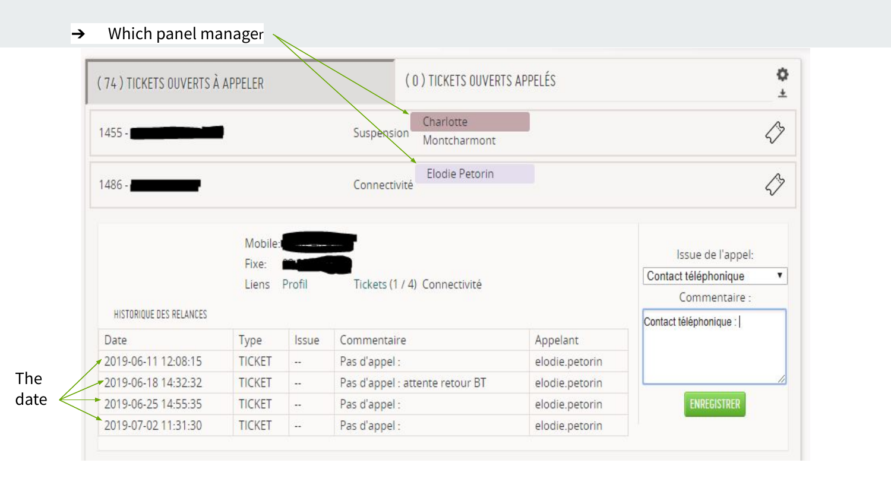➔ Which panel manager

( 74 ) TICKETS OUVERTS À APPELER

( 0 ) TICKETS OUVERTS APPELÉS

1455 - Suspension — Charlotte Montcharmont

1486 - Connectivité — Elodie Petorin

Mobile:

Fixe:

Liens Profil Tickets (1 / 4) Connectivité

HISTORIQUE DES RELANCES

| Date | Type | Issue | Commentaire | Appelant |
|---|---|---|---|---|
| 2019-06-11 12:08:15 | TICKET | -- | Pas d'appel : | elodie.petorin |
| 2019-06-18 14:32:32 | TICKET | -- | Pas d'appel : attente retour BT | elodie.petorin |
| 2019-06-25 14:55:35 | TICKET | -- | Pas d'appel : | elodie.petorin |
| 2019-07-02 11:31:30 | TICKET | -- | Pas d'appel : | elodie.petorin |

Issue de l'appel: Contact téléphonique

Commentaire : Contact téléphonique :

ENREGISTRER

The date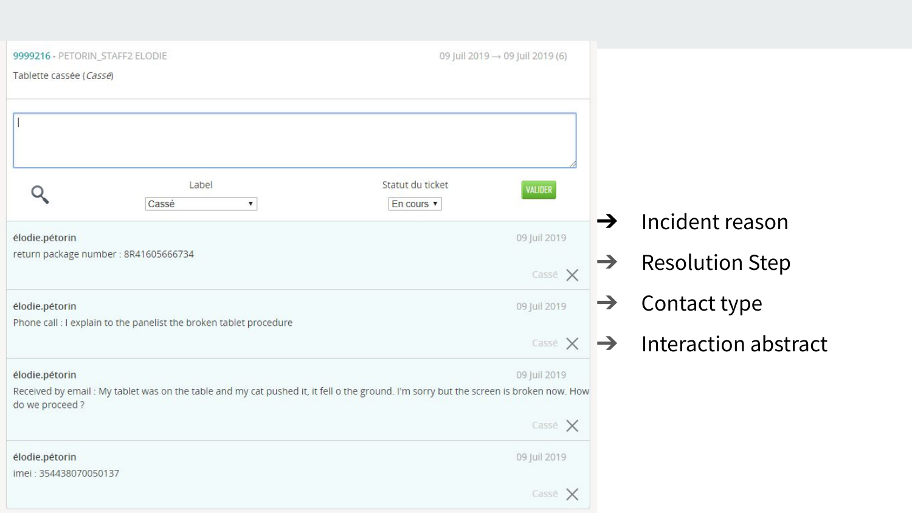9999216 - PETORIN_STAFF2 ELODIE

09 Juil 2019 → 09 Juil 2019 (6)

Tablette cassée (*Cassé*)

Label: Cassé

Statut du ticket: En cours

VALIDER

---

**élodie.pétorin** — 09 Juil 2019

return package number : 8R41605666734

Cassé

---

**élodie.pétorin** — 09 Juil 2019

Phone call : I explain to the panelist the broken tablet procedure

Cassé

---

**élodie.pétorin** — 09 Juil 2019

Received by email : My tablet was on the table and my cat pushed it, it fell o the ground. I'm sorry but the screen is broken now. How do we proceed ?

Cassé

---

**élodie.pétorin** — 09 Juil 2019

imei : 354438070050137

Cassé

---

- → Incident reason
- → Resolution Step
- → Contact type
- → Interaction abstract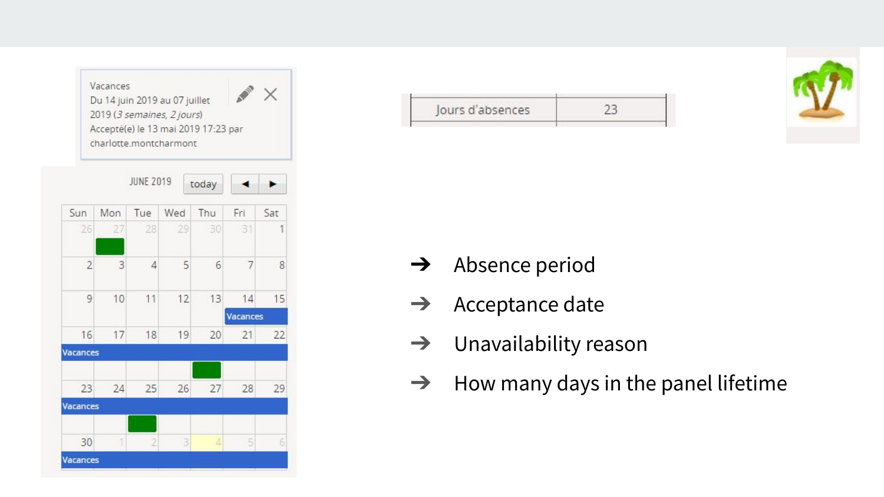Vacances
Du 14 juin 2019 au 07 juillet 2019 (*3 semaines, 2 jours*)
Accepté(e) le 13 mai 2019 17:23 par charlotte.montcharmont

JUNE 2019 today

| Sun | Mon | Tue | Wed | Thu | Fri | Sat |
|---|---|---|---|---|---|---|
| 26 | 27 | 28 | 29 | 30 | 31 | 1 |
| 2 | 3 | 4 | 5 | 6 | 7 | 8 |
| 9 | 10 | 11 | 12 | 13 | 14 Vacances | 15 Vacances |
| 16 Vacances | 17 Vacances | 18 Vacances | 19 Vacances | 20 Vacances | 21 Vacances | 22 Vacances |
| 23 Vacances | 24 Vacances | 25 Vacances | 26 Vacances | 27 Vacances | 28 Vacances | 29 Vacances |
| 30 Vacances | 1 Vacances | 2 Vacances | 3 Vacances | 4 Vacances | 5 Vacances | 6 Vacances |

| Jours d'absences | 23 |
|---|---|

- ➔ Absence period
- ➔ Acceptance date
- ➔ Unavailability reason
- ➔ How many days in the panel lifetime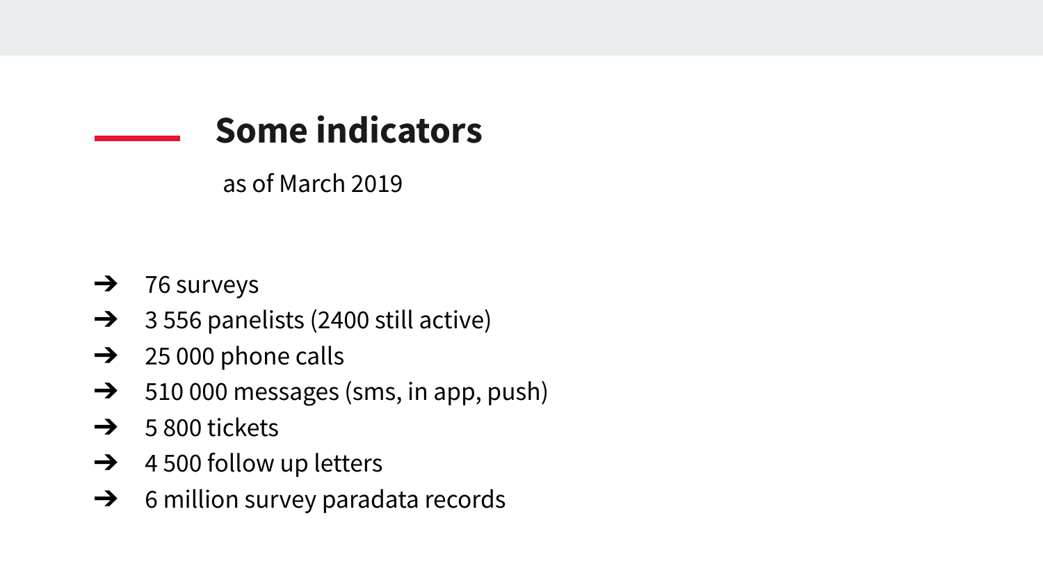## Some indicators

as of March 2019

- 76 surveys
- 3 556 panelists (2400 still active)
- 25 000 phone calls
- 510 000 messages (sms, in app, push)
- 5 800 tickets
- 4 500 follow up letters
- 6 million survey paradata records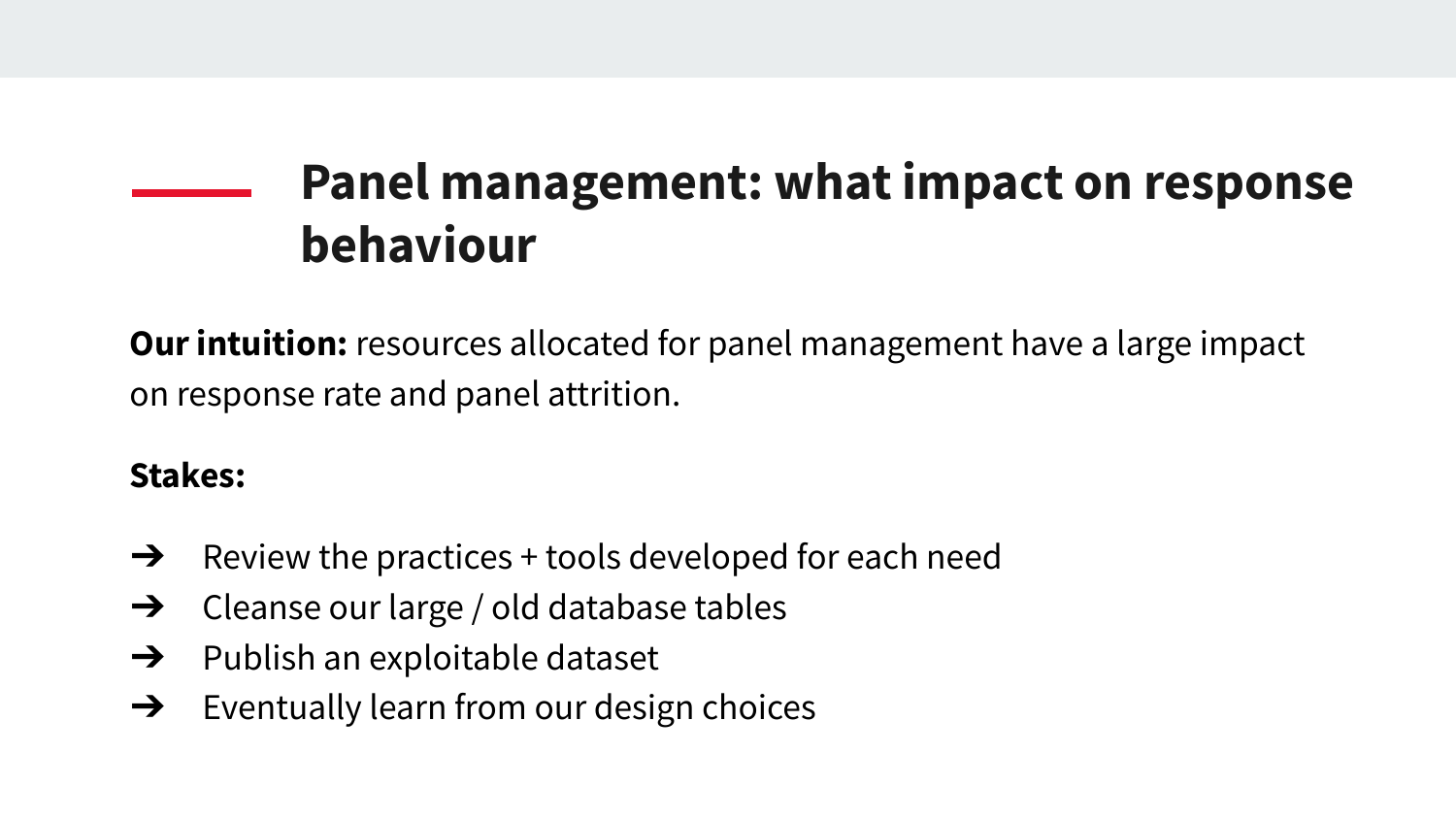## Panel management: what impact on response behaviour

**Our intuition:** resources allocated for panel management have a large impact on response rate and panel attrition.

**Stakes:**

- ➔ Review the practices + tools developed for each need
- ➔ Cleanse our large / old database tables
- ➔ Publish an exploitable dataset
- ➔ Eventually learn from our design choices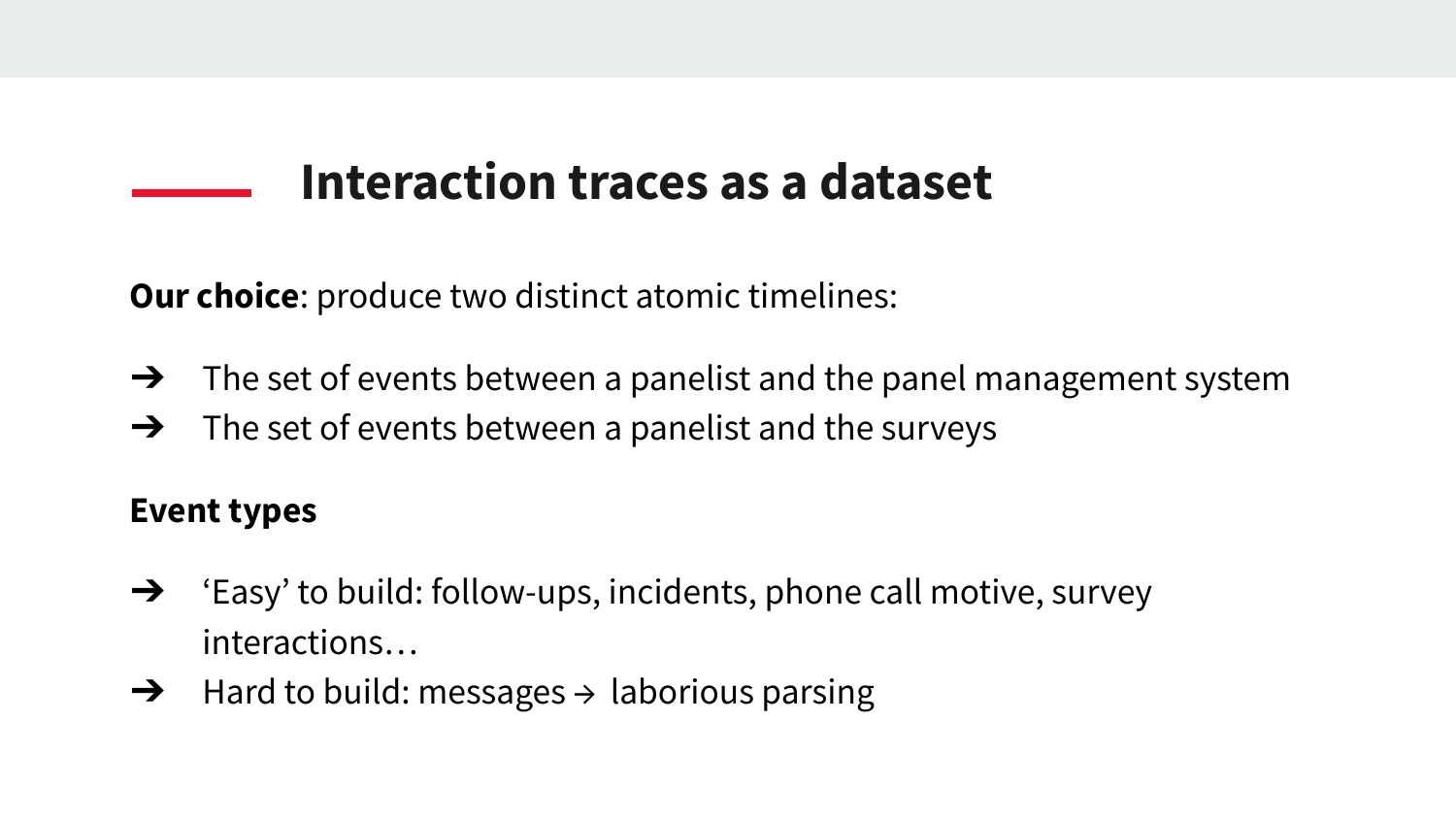# Interaction traces as a dataset

**Our choice**: produce two distinct atomic timelines:

- ➔ The set of events between a panelist and the panel management system
- ➔ The set of events between a panelist and the surveys

**Event types**

- ➔ 'Easy' to build: follow-ups, incidents, phone call motive, survey interactions…
- ➔ Hard to build: messages → laborious parsing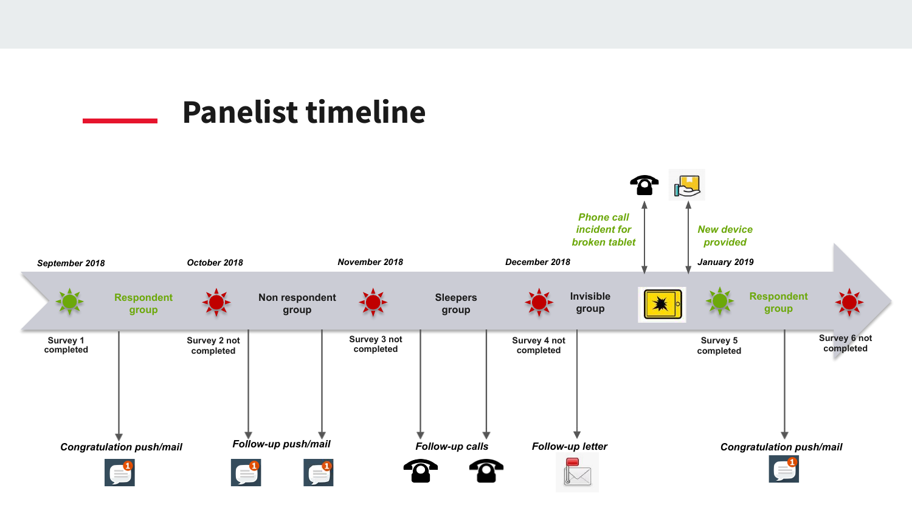# Panelist timeline

September 2018 | October 2018 | November 2018 | December 2018 | January 2019

Survey 1 completed

Respondent group

Congratulation push/mail

Survey 2 not completed

Non respondent group

Follow-up push/mail

Survey 3 not completed

Sleepers group

Follow-up calls

Survey 4 not completed

Invisible group

Follow-up letter

*Phone call incident for broken tablet*

*New device provided*

Survey 5 completed

Respondent group

Congratulation push/mail

Survey 6 not completed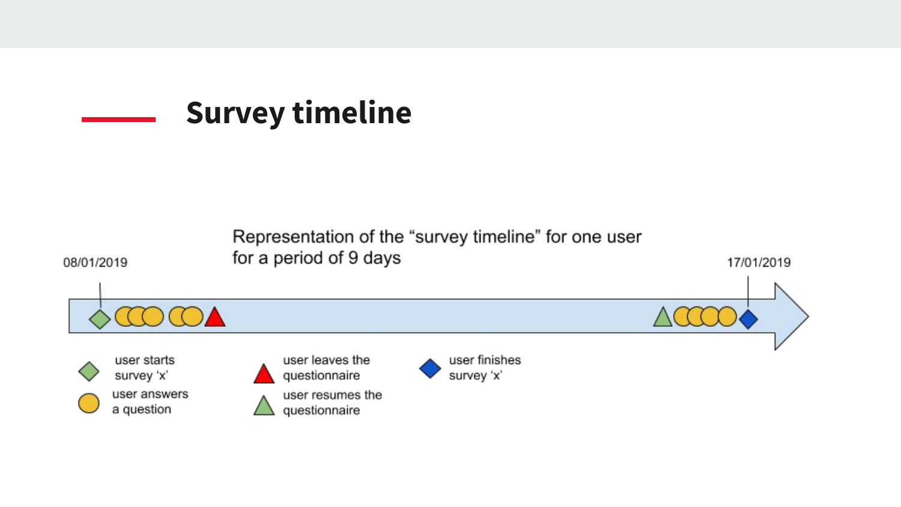# Survey timeline

Representation of the "survey timeline" for one user for a period of 9 days

08/01/2019

17/01/2019

- user starts survey 'x'
- user answers a question
- user leaves the questionnaire
- user resumes the questionnaire
- user finishes survey 'x'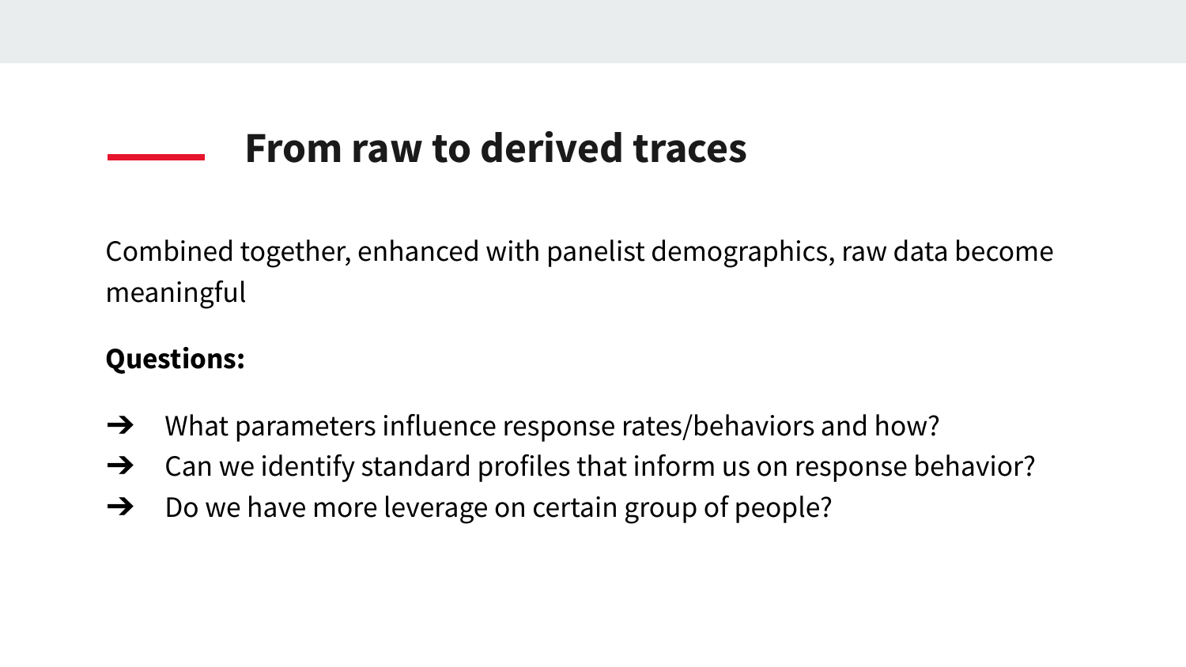## From raw to derived traces

Combined together, enhanced with panelist demographics, raw data become meaningful

**Questions:**

- ➔ What parameters influence response rates/behaviors and how?
- ➔ Can we identify standard profiles that inform us on response behavior?
- ➔ Do we have more leverage on certain group of people?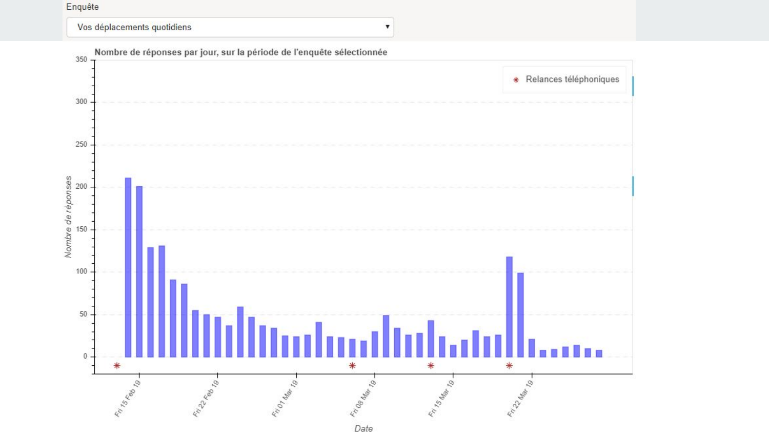Enquête

Vos déplacements quotidiens

**Nombre de réponses par jour, sur la période de l'enquête sélectionnée**

*Nombre de réponses*

✱ Relances téléphoniques

*Date*

Fri 15 Feb 19 · Fri 22 Feb 19 · Fri 01 Mar 19 · Fri 08 Mar 19 · Fri 15 Mar 19 · Fri 22 Mar 19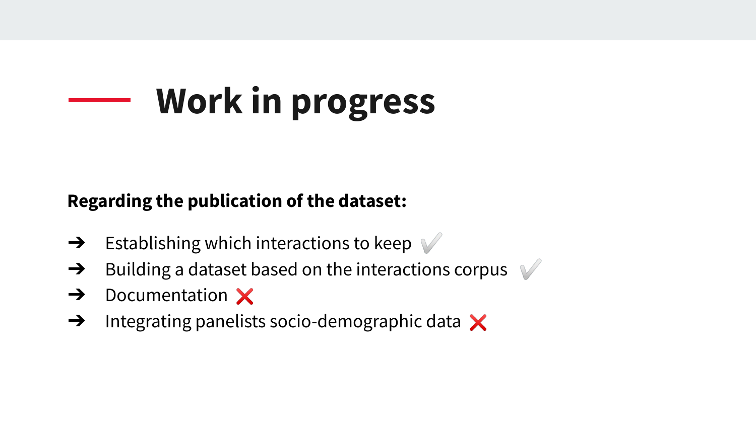# Work in progress

**Regarding the publication of the dataset:**

- ➔ Establishing which interactions to keep ✔️
- ➔ Building a dataset based on the interactions corpus ✔️
- ➔ Documentation ❌
- ➔ Integrating panelists socio-demographic data ❌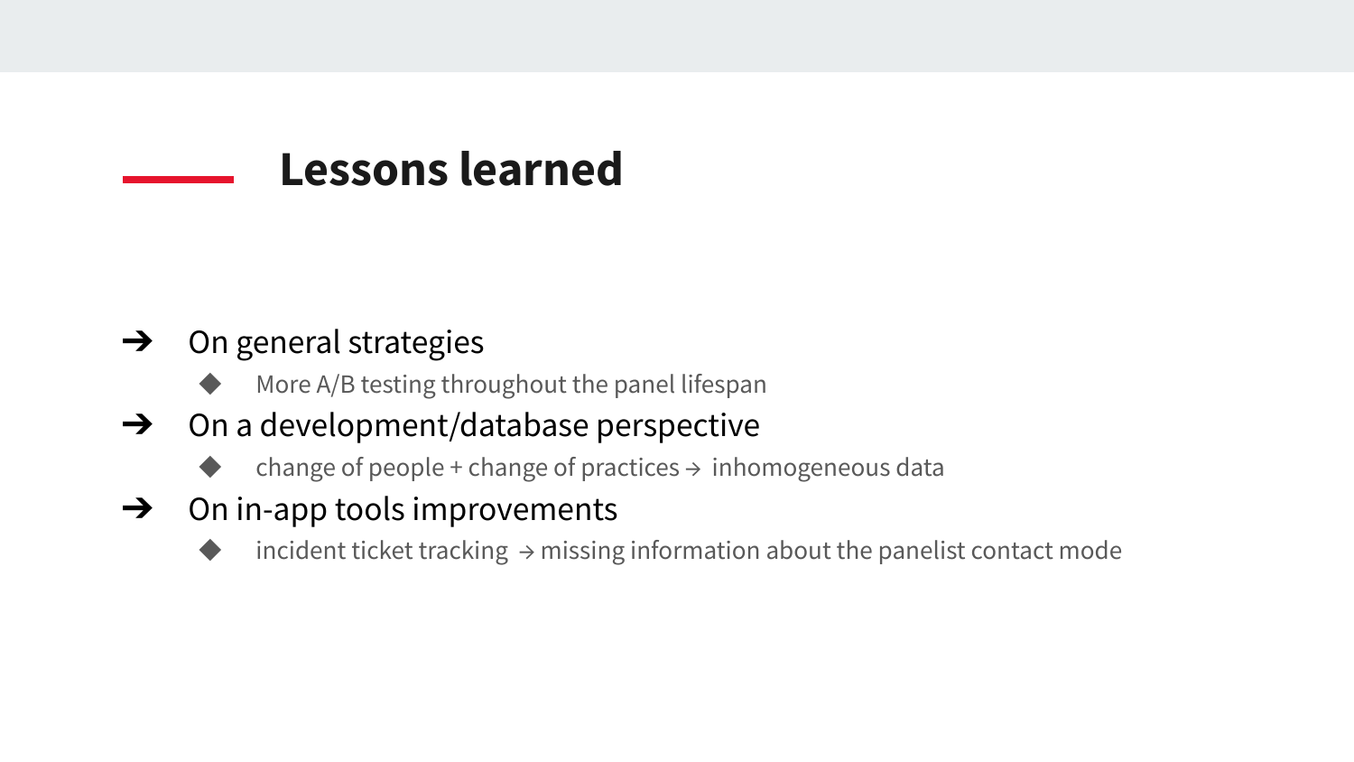# Lessons learned

- On general strategies
  - More A/B testing throughout the panel lifespan
- On a development/database perspective
  - change of people + change of practices → inhomogeneous data
- On in-app tools improvements
  - incident ticket tracking → missing information about the panelist contact mode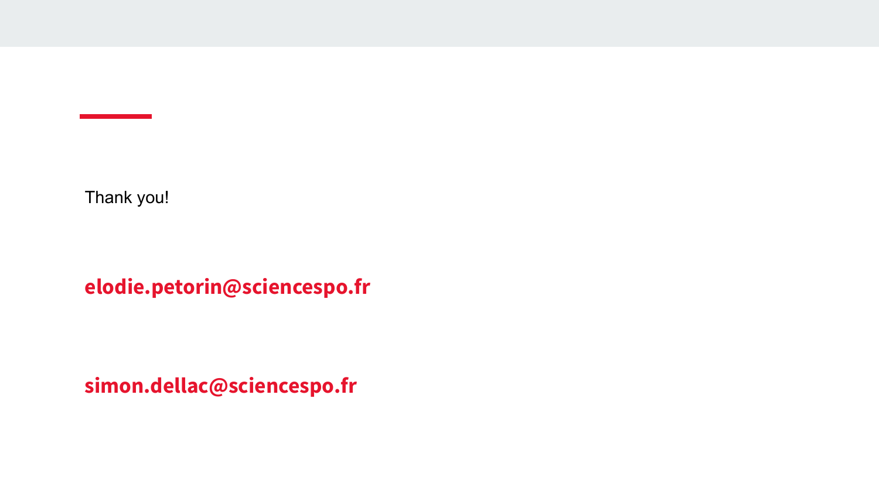Thank you!

**elodie.petorin@sciencespo.fr**

**simon.dellac@sciencespo.fr**